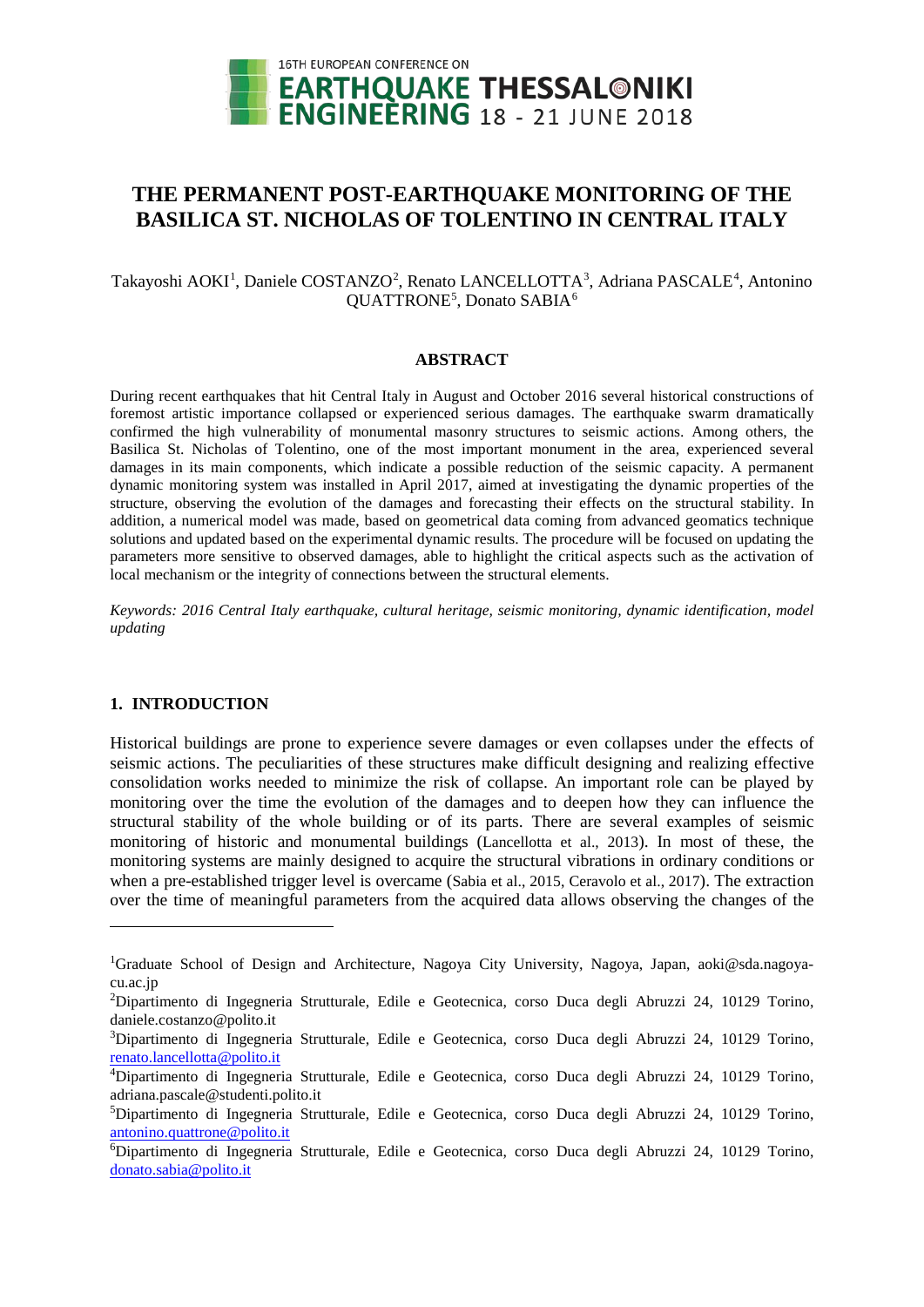# THE PERMANENT POST-EARTHQUAKE MONITORING OF THE BASILICA ST. NICHOLAS OF TOLENTINO IN CENTRAL ITALY

Takayoshi AOKI[1], Daniele COSTANZO[2], Renato LANCELLOTTA[3], Adriana PASCALE[4], Antonino QUATTRONE[5], Donato SABIA[6]

## ABSTRACT

During recent earthquakes that hit Central Italy in August and October 2016 several historical constructions of foremost artistic importance collapsed or experienced serious damages. The earthquake swarm dramatically confirmed the high vulnerability of monumental masonry structures to seismic actions. Among others, the Basilica St. Nicholas of Tolentino, one of the most important monument in the area, experienced several damages in its main components, which indicate a possible reduction of the seismic capacity. A permanent dynamic monitoring system was installed in April 2017, aimed at investigating the dynamic properties of the structure, observing the evolution of the damages and forecasting their effects on the structural stability. In addition, a numerical model was made, based on geometrical data coming from advanced geomatics technique solutions and updated based on the experimental dynamic results. The procedure will be focused on updating the parameters more sensitive to observed damages, able to highlight the critical aspects such as the activation of local mechanism or the integrity of connections between the structural elements.

*Keywords: 2016 Central Italy earthquake, cultural heritage, seismic monitoring, dynamic identification, model updating*

## 1. INTRODUCTION

Historical buildings are prone to experience severe damages or even collapses under the effects of seismic actions. The peculiarities of these structures make difficult designing and realizing effective consolidation works needed to minimize the risk of collapse. An important role can be played by monitoring over the time the evolution of the damages and to deepen how they can influence the structural stability of the whole building or of its parts. There are several examples of seismic monitoring of historic and monumental buildings (Lancellotta et al., 2013). In most of these, the monitoring systems are mainly designed to acquire the structural vibrations in ordinary conditions or when a pre-established trigger level is overcame (Sabia et al., 2015, Ceravolo et al., 2017). The extraction over the time of meaningful parameters from the acquired data allows observing the changes of the

---

[1]Graduate School of Design and Architecture, Nagoya City University, Nagoya, Japan, aoki@sda.nagoya-cu.ac.jp

[2]Dipartimento di Ingegneria Strutturale, Edile e Geotecnica, corso Duca degli Abruzzi 24, 10129 Torino, daniele.costanzo@polito.it

[3]Dipartimento di Ingegneria Strutturale, Edile e Geotecnica, corso Duca degli Abruzzi 24, 10129 Torino, renato.lancellotta@polito.it

[4]Dipartimento di Ingegneria Strutturale, Edile e Geotecnica, corso Duca degli Abruzzi 24, 10129 Torino, adriana.pascale@studenti.polito.it

[5]Dipartimento di Ingegneria Strutturale, Edile e Geotecnica, corso Duca degli Abruzzi 24, 10129 Torino, antonino.quattrone@polito.it

[6]Dipartimento di Ingegneria Strutturale, Edile e Geotecnica, corso Duca degli Abruzzi 24, 10129 Torino, donato.sabia@polito.it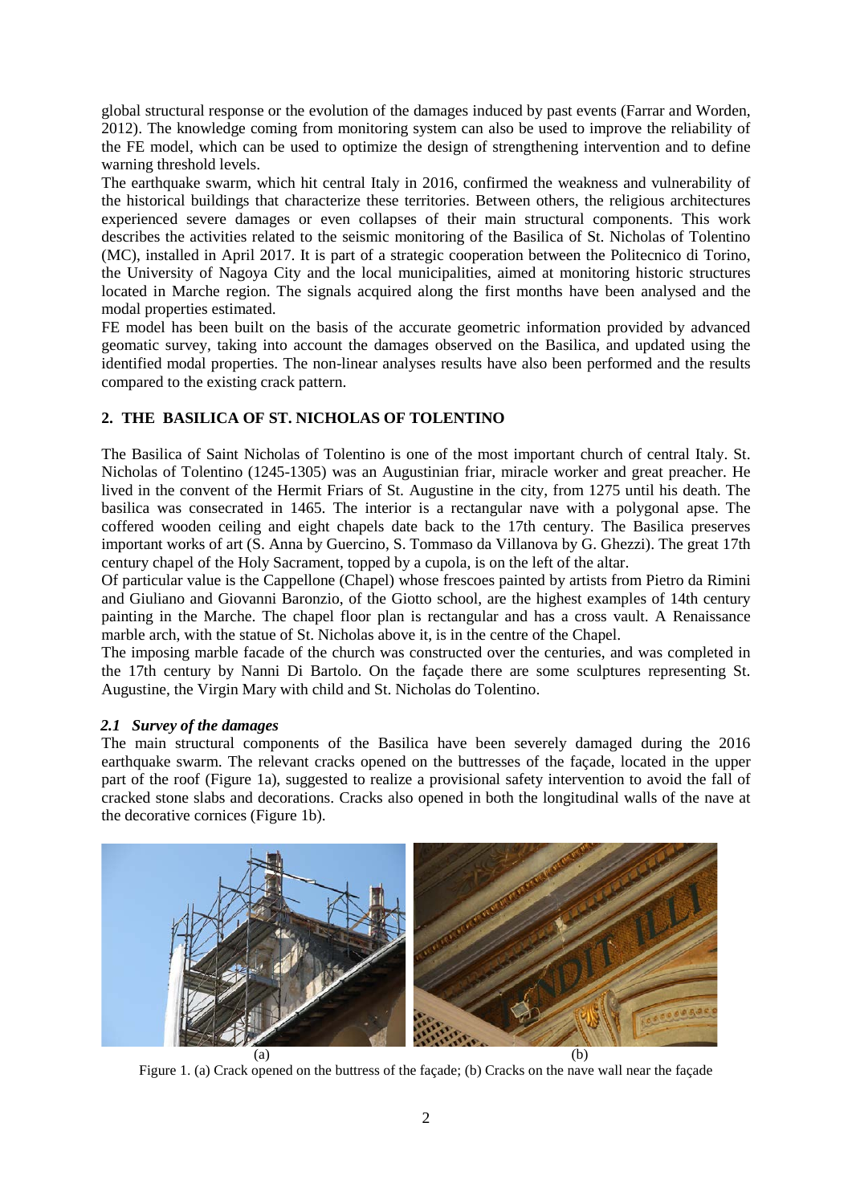global structural response or the evolution of the damages induced by past events (Farrar and Worden, 2012). The knowledge coming from monitoring system can also be used to improve the reliability of the FE model, which can be used to optimize the design of strengthening intervention and to define warning threshold levels.

The earthquake swarm, which hit central Italy in 2016, confirmed the weakness and vulnerability of the historical buildings that characterize these territories. Between others, the religious architectures experienced severe damages or even collapses of their main structural components. This work describes the activities related to the seismic monitoring of the Basilica of St. Nicholas of Tolentino (MC), installed in April 2017. It is part of a strategic cooperation between the Politecnico di Torino, the University of Nagoya City and the local municipalities, aimed at monitoring historic structures located in Marche region. The signals acquired along the first months have been analysed and the modal properties estimated.

FE model has been built on the basis of the accurate geometric information provided by advanced geomatic survey, taking into account the damages observed on the Basilica, and updated using the identified modal properties. The non-linear analyses results have also been performed and the results compared to the existing crack pattern.

## 2. THE BASILICA OF ST. NICHOLAS OF TOLENTINO

The Basilica of Saint Nicholas of Tolentino is one of the most important church of central Italy. St. Nicholas of Tolentino (1245-1305) was an Augustinian friar, miracle worker and great preacher. He lived in the convent of the Hermit Friars of St. Augustine in the city, from 1275 until his death. The basilica was consecrated in 1465. The interior is a rectangular nave with a polygonal apse. The coffered wooden ceiling and eight chapels date back to the 17th century. The Basilica preserves important works of art (S. Anna by Guercino, S. Tommaso da Villanova by G. Ghezzi). The great 17th century chapel of the Holy Sacrament, topped by a cupola, is on the left of the altar.

Of particular value is the Cappellone (Chapel) whose frescoes painted by artists from Pietro da Rimini and Giuliano and Giovanni Baronzio, of the Giotto school, are the highest examples of 14th century painting in the Marche. The chapel floor plan is rectangular and has a cross vault. A Renaissance marble arch, with the statue of St. Nicholas above it, is in the centre of the Chapel.

The imposing marble facade of the church was constructed over the centuries, and was completed in the 17th century by Nanni Di Bartolo. On the façade there are some sculptures representing St. Augustine, the Virgin Mary with child and St. Nicholas do Tolentino.

### *2.1 Survey of the damages*

The main structural components of the Basilica have been severely damaged during the 2016 earthquake swarm. The relevant cracks opened on the buttresses of the façade, located in the upper part of the roof (Figure 1a), suggested to realize a provisional safety intervention to avoid the fall of cracked stone slabs and decorations. Cracks also opened in both the longitudinal walls of the nave at the decorative cornices (Figure 1b).

(a) (b)

Figure 1. (a) Crack opened on the buttress of the façade; (b) Cracks on the nave wall near the façade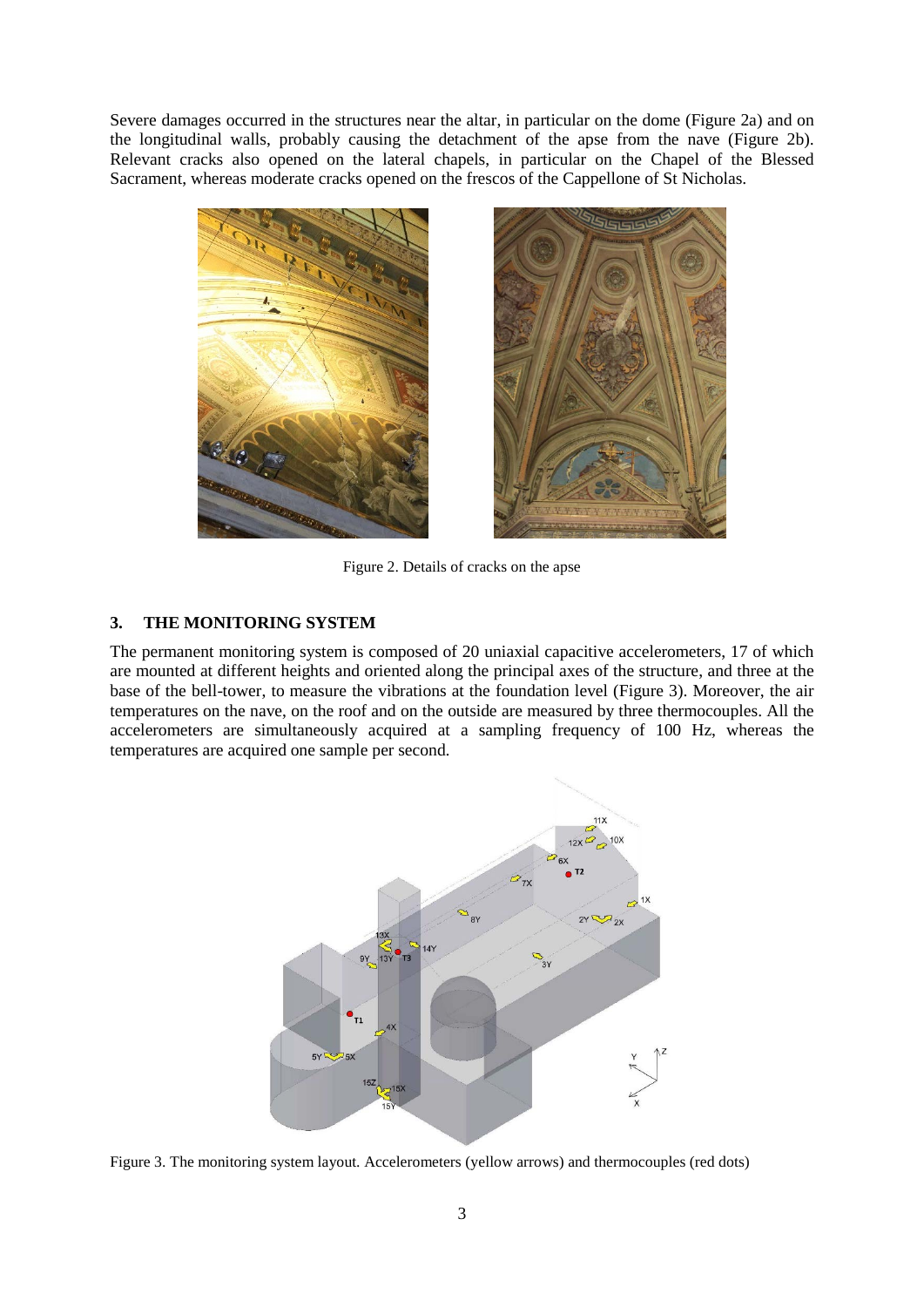Severe damages occurred in the structures near the altar, in particular on the dome (Figure 2a) and on the longitudinal walls, probably causing the detachment of the apse from the nave (Figure 2b). Relevant cracks also opened on the lateral chapels, in particular on the Chapel of the Blessed Sacrament, whereas moderate cracks opened on the frescos of the Cappellone of St Nicholas.

Figure 2. Details of cracks on the apse

## 3. THE MONITORING SYSTEM

The permanent monitoring system is composed of 20 uniaxial capacitive accelerometers, 17 of which are mounted at different heights and oriented along the principal axes of the structure, and three at the base of the bell-tower, to measure the vibrations at the foundation level (Figure 3). Moreover, the air temperatures on the nave, on the roof and on the outside are measured by three thermocouples. All the accelerometers are simultaneously acquired at a sampling frequency of 100 Hz, whereas the temperatures are acquired one sample per second.

Figure 3. The monitoring system layout. Accelerometers (yellow arrows) and thermocouples (red dots)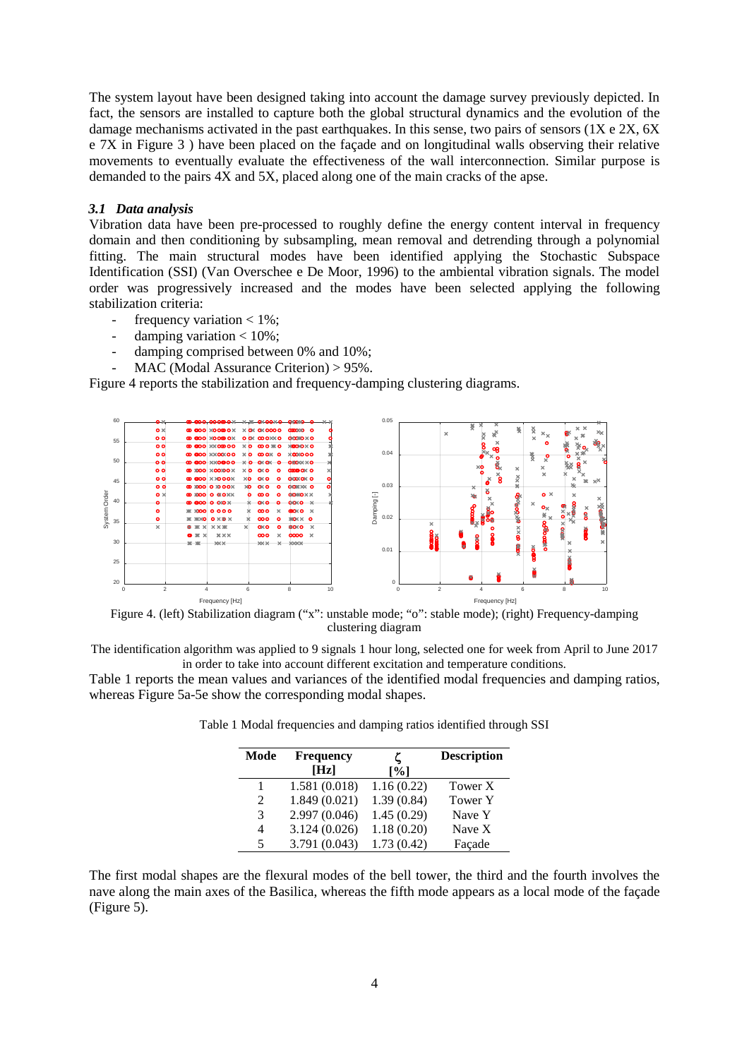The system layout have been designed taking into account the damage survey previously depicted. In fact, the sensors are installed to capture both the global structural dynamics and the evolution of the damage mechanisms activated in the past earthquakes. In this sense, two pairs of sensors (1X e 2X, 6X e 7X in Figure 3 ) have been placed on the façade and on longitudinal walls observing their relative movements to eventually evaluate the effectiveness of the wall interconnection. Similar purpose is demanded to the pairs 4X and 5X, placed along one of the main cracks of the apse.

### *3.1 Data analysis*

Vibration data have been pre-processed to roughly define the energy content interval in frequency domain and then conditioning by subsampling, mean removal and detrending through a polynomial fitting. The main structural modes have been identified applying the Stochastic Subspace Identification (SSI) (Van Overschee e De Moor, 1996) to the ambiental vibration signals. The model order was progressively increased and the modes have been selected applying the following stabilization criteria:

- frequency variation < 1%;
- damping variation < 10%;
- damping comprised between 0% and 10%;
- MAC (Modal Assurance Criterion) > 95%.

Figure 4 reports the stabilization and frequency-damping clustering diagrams.

Figure 4. (left) Stabilization diagram ("x": unstable mode; "o": stable mode); (right) Frequency-damping clustering diagram

The identification algorithm was applied to 9 signals 1 hour long, selected one for week from April to June 2017 in order to take into account different excitation and temperature conditions.

Table 1 reports the mean values and variances of the identified modal frequencies and damping ratios, whereas Figure 5a-5e show the corresponding modal shapes.

Table 1 Modal frequencies and damping ratios identified through SSI

| Mode | Frequency [Hz] | $\zeta$ [%] | Description |
|---|---|---|---|
| 1 | 1.581 (0.018) | 1.16 (0.22) | Tower X |
| 2 | 1.849 (0.021) | 1.39 (0.84) | Tower Y |
| 3 | 2.997 (0.046) | 1.45 (0.29) | Nave Y |
| 4 | 3.124 (0.026) | 1.18 (0.20) | Nave X |
| 5 | 3.791 (0.043) | 1.73 (0.42) | Façade |

The first modal shapes are the flexural modes of the bell tower, the third and the fourth involves the nave along the main axes of the Basilica, whereas the fifth mode appears as a local mode of the façade (Figure 5).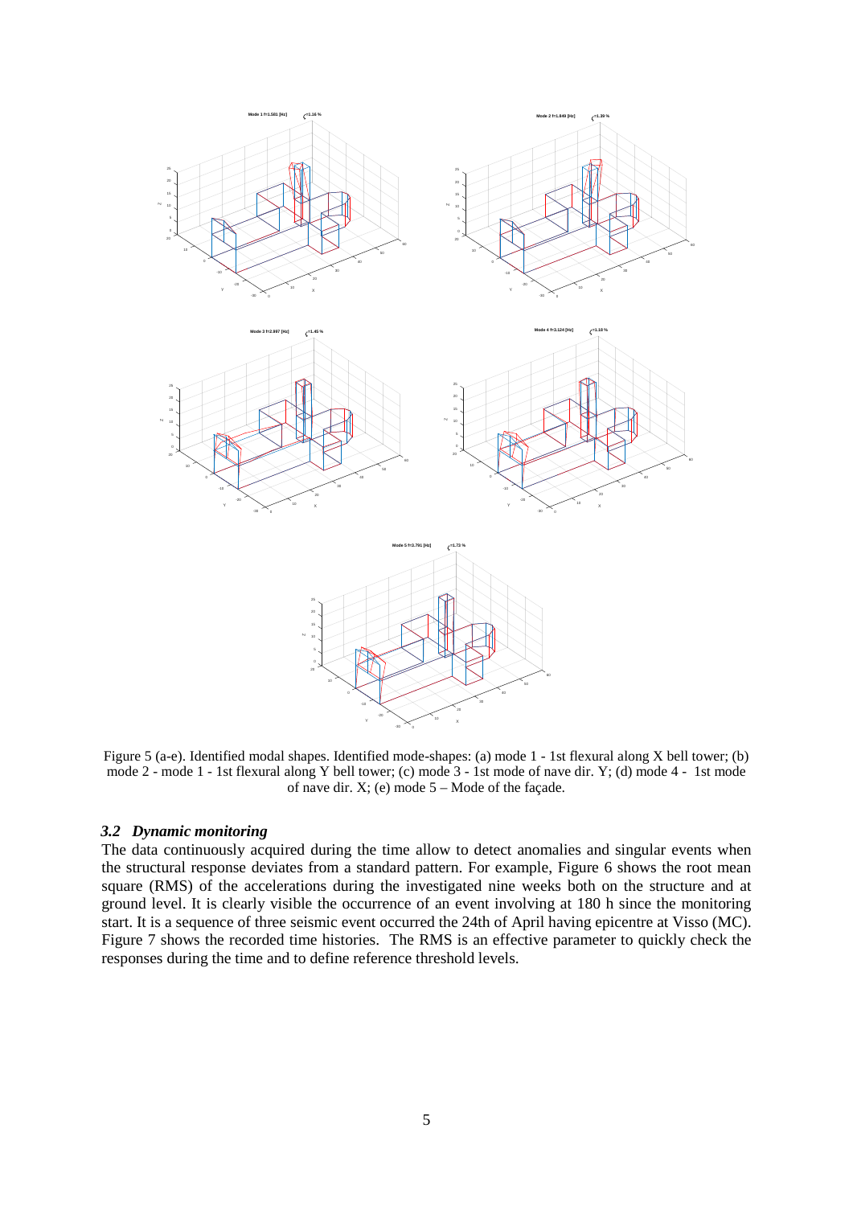Figure 5 (a-e). Identified modal shapes. Identified mode-shapes: (a) mode 1 - 1st flexural along X bell tower; (b) mode 2 - mode 1 - 1st flexural along Y bell tower; (c) mode 3 - 1st mode of nave dir. Y; (d) mode 4 - 1st mode of nave dir. X; (e) mode 5 – Mode of the façade.

### *3.2 Dynamic monitoring*

The data continuously acquired during the time allow to detect anomalies and singular events when the structural response deviates from a standard pattern. For example, Figure 6 shows the root mean square (RMS) of the accelerations during the investigated nine weeks both on the structure and at ground level. It is clearly visible the occurrence of an event involving at 180 h since the monitoring start. It is a sequence of three seismic event occurred the 24th of April having epicentre at Visso (MC). Figure 7 shows the recorded time histories. The RMS is an effective parameter to quickly check the responses during the time and to define reference threshold levels.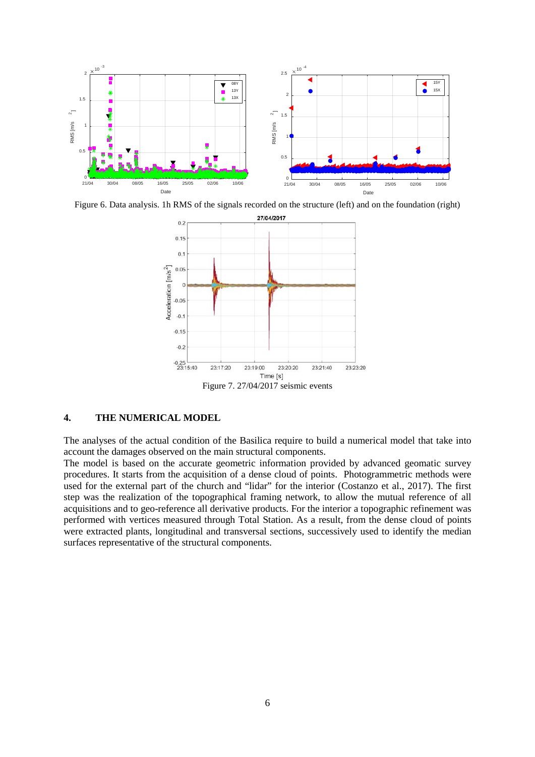Figure 6. Data analysis. 1h RMS of the signals recorded on the structure (left) and on the foundation (right)

Figure 7. 27/04/2017 seismic events

## 4. THE NUMERICAL MODEL

The analyses of the actual condition of the Basilica require to build a numerical model that take into account the damages observed on the main structural components.

The model is based on the accurate geometric information provided by advanced geomatic survey procedures. It starts from the acquisition of a dense cloud of points. Photogrammetric methods were used for the external part of the church and "lidar" for the interior (Costanzo et al., 2017). The first step was the realization of the topographical framing network, to allow the mutual reference of all acquisitions and to geo-reference all derivative products. For the interior a topographic refinement was performed with vertices measured through Total Station. As a result, from the dense cloud of points were extracted plants, longitudinal and transversal sections, successively used to identify the median surfaces representative of the structural components.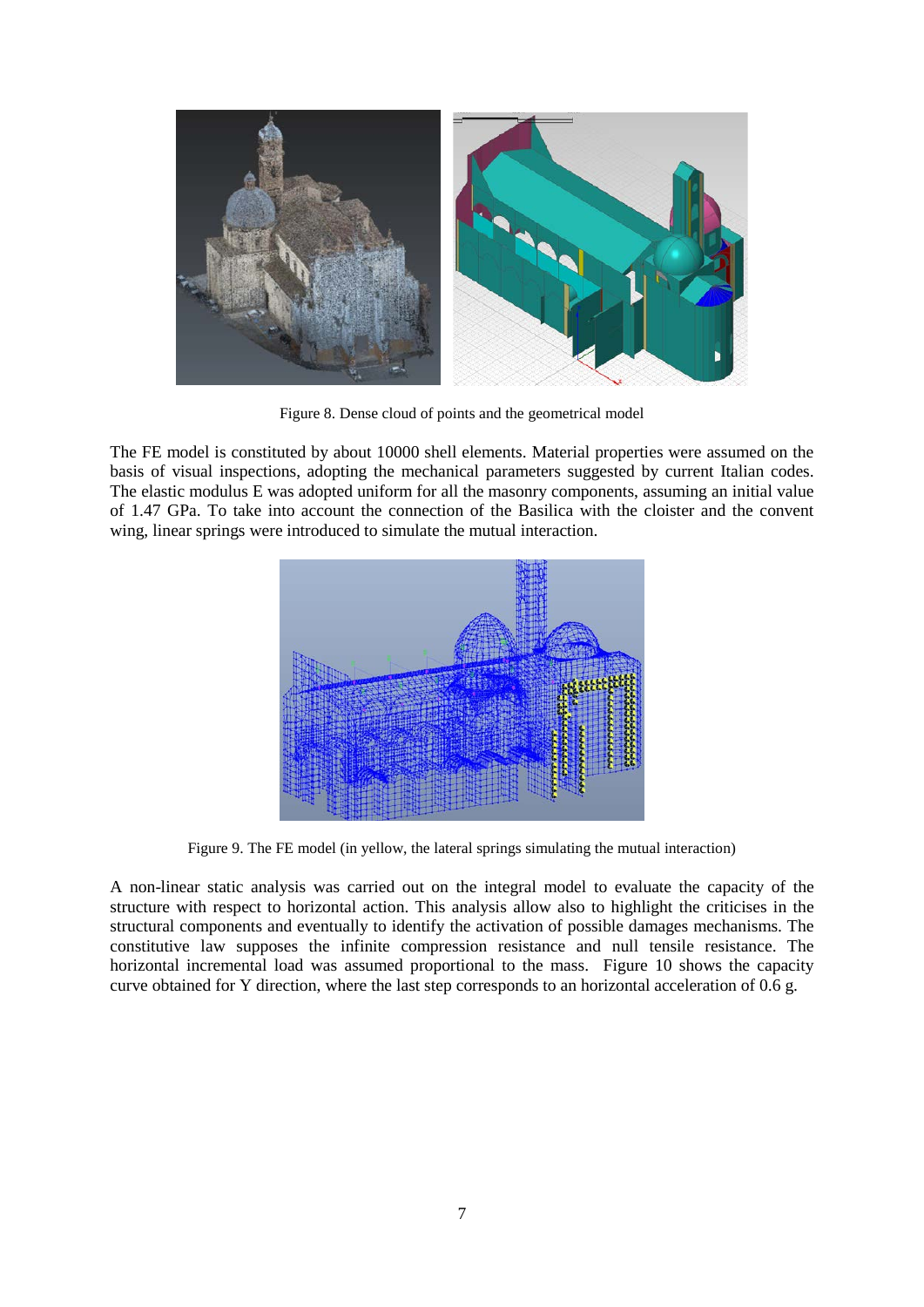Figure 8. Dense cloud of points and the geometrical model

The FE model is constituted by about 10000 shell elements. Material properties were assumed on the basis of visual inspections, adopting the mechanical parameters suggested by current Italian codes. The elastic modulus E was adopted uniform for all the masonry components, assuming an initial value of 1.47 GPa. To take into account the connection of the Basilica with the cloister and the convent wing, linear springs were introduced to simulate the mutual interaction.

Figure 9. The FE model (in yellow, the lateral springs simulating the mutual interaction)

A non-linear static analysis was carried out on the integral model to evaluate the capacity of the structure with respect to horizontal action. This analysis allow also to highlight the criticises in the structural components and eventually to identify the activation of possible damages mechanisms. The constitutive law supposes the infinite compression resistance and null tensile resistance. The horizontal incremental load was assumed proportional to the mass. Figure 10 shows the capacity curve obtained for Y direction, where the last step corresponds to an horizontal acceleration of 0.6 g.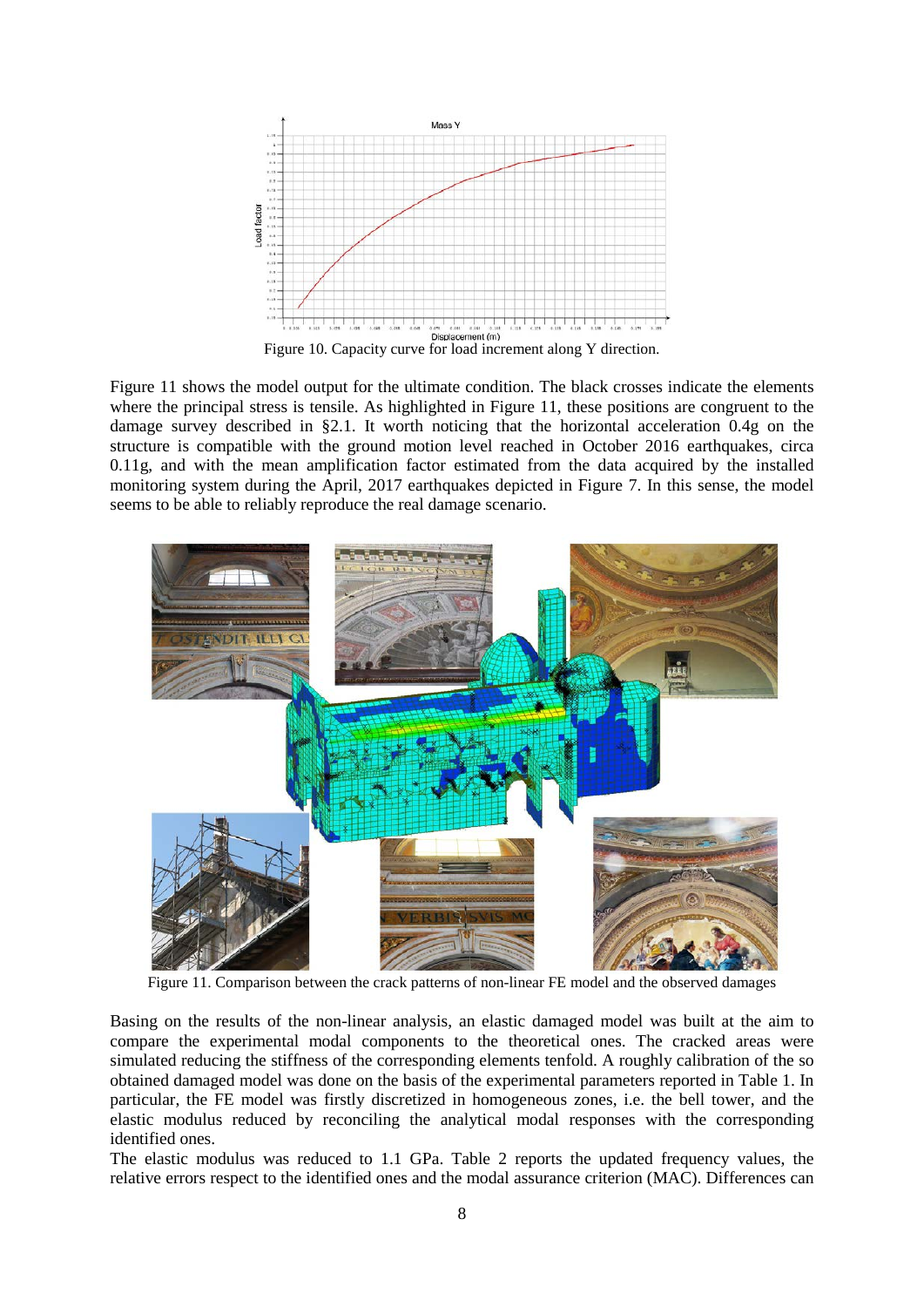Figure 10. Capacity curve for load increment along Y direction.

Figure 11 shows the model output for the ultimate condition. The black crosses indicate the elements where the principal stress is tensile. As highlighted in Figure 11, these positions are congruent to the damage survey described in §2.1. It worth noticing that the horizontal acceleration 0.4g on the structure is compatible with the ground motion level reached in October 2016 earthquakes, circa 0.11g, and with the mean amplification factor estimated from the data acquired by the installed monitoring system during the April, 2017 earthquakes depicted in Figure 7. In this sense, the model seems to be able to reliably reproduce the real damage scenario.

Figure 11. Comparison between the crack patterns of non-linear FE model and the observed damages

Basing on the results of the non-linear analysis, an elastic damaged model was built at the aim to compare the experimental modal components to the theoretical ones. The cracked areas were simulated reducing the stiffness of the corresponding elements tenfold. A roughly calibration of the so obtained damaged model was done on the basis of the experimental parameters reported in Table 1. In particular, the FE model was firstly discretized in homogeneous zones, i.e. the bell tower, and the elastic modulus reduced by reconciling the analytical modal responses with the corresponding identified ones.

The elastic modulus was reduced to 1.1 GPa. Table 2 reports the updated frequency values, the relative errors respect to the identified ones and the modal assurance criterion (MAC). Differences can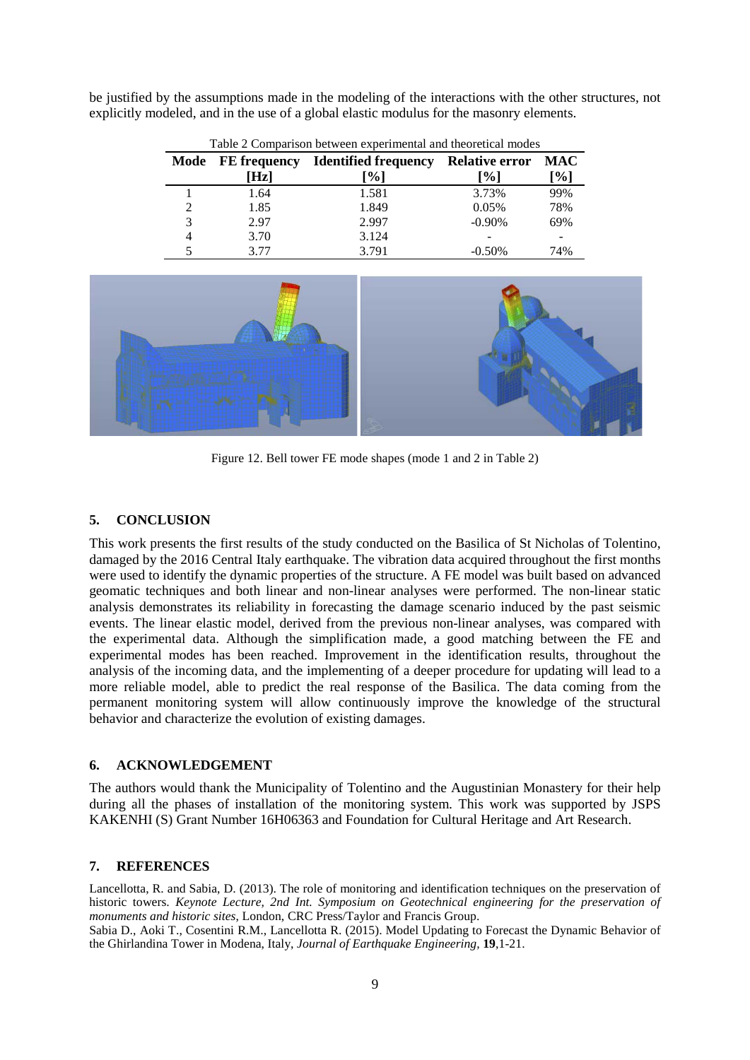be justified by the assumptions made in the modeling of the interactions with the other structures, not explicitly modeled, and in the use of a global elastic modulus for the masonry elements.

Table 2 Comparison between experimental and theoretical modes

| Mode | FE frequency [Hz] | Identified frequency [%] | Relative error [%] | MAC [%] |
|---|---|---|---|---|
| 1 | 1.64 | 1.581 | 3.73% | 99% |
| 2 | 1.85 | 1.849 | 0.05% | 78% |
| 3 | 2.97 | 2.997 | -0.90% | 69% |
| 4 | 3.70 | 3.124 | - | - |
| 5 | 3.77 | 3.791 | -0.50% | 74% |

Figure 12. Bell tower FE mode shapes (mode 1 and 2 in Table 2)

## 5. CONCLUSION

This work presents the first results of the study conducted on the Basilica of St Nicholas of Tolentino, damaged by the 2016 Central Italy earthquake. The vibration data acquired throughout the first months were used to identify the dynamic properties of the structure. A FE model was built based on advanced geomatic techniques and both linear and non-linear analyses were performed. The non-linear static analysis demonstrates its reliability in forecasting the damage scenario induced by the past seismic events. The linear elastic model, derived from the previous non-linear analyses, was compared with the experimental data. Although the simplification made, a good matching between the FE and experimental modes has been reached. Improvement in the identification results, throughout the analysis of the incoming data, and the implementing of a deeper procedure for updating will lead to a more reliable model, able to predict the real response of the Basilica. The data coming from the permanent monitoring system will allow continuously improve the knowledge of the structural behavior and characterize the evolution of existing damages.

## 6. ACKNOWLEDGEMENT

The authors would thank the Municipality of Tolentino and the Augustinian Monastery for their help during all the phases of installation of the monitoring system. This work was supported by JSPS KAKENHI (S) Grant Number 16H06363 and Foundation for Cultural Heritage and Art Research.

## 7. REFERENCES

Lancellotta, R. and Sabia, D. (2013). The role of monitoring and identification techniques on the preservation of historic towers. *Keynote Lecture, 2nd Int. Symposium on Geotechnical engineering for the preservation of monuments and historic sites*, London, CRC Press/Taylor and Francis Group.

Sabia D., Aoki T., Cosentini R.M., Lancellotta R. (2015). Model Updating to Forecast the Dynamic Behavior of the Ghirlandina Tower in Modena, Italy, *Journal of Earthquake Engineering*, **19**,1-21.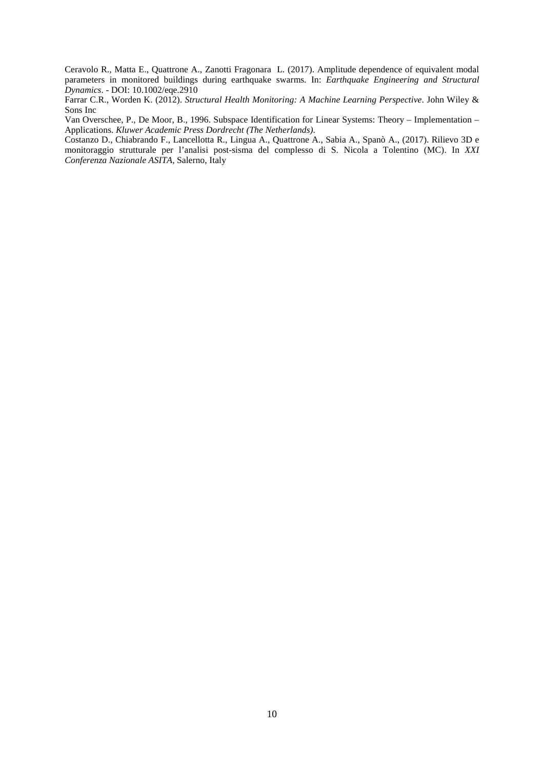Ceravolo R., Matta E., Quattrone A., Zanotti Fragonara L. (2017). Amplitude dependence of equivalent modal parameters in monitored buildings during earthquake swarms. In: *Earthquake Engineering and Structural Dynamics*. - DOI: 10.1002/eqe.2910

Farrar C.R., Worden K. (2012). *Structural Health Monitoring: A Machine Learning Perspective*. John Wiley & Sons Inc

Van Overschee, P., De Moor, B., 1996. Subspace Identification for Linear Systems: Theory – Implementation – Applications. *Kluwer Academic Press Dordrecht (The Netherlands)*.

Costanzo D., Chiabrando F., Lancellotta R., Lingua A., Quattrone A., Sabia A., Spanò A., (2017). Rilievo 3D e monitoraggio strutturale per l'analisi post-sisma del complesso di S. Nicola a Tolentino (MC). In *XXI Conferenza Nazionale ASITA*, Salerno, Italy